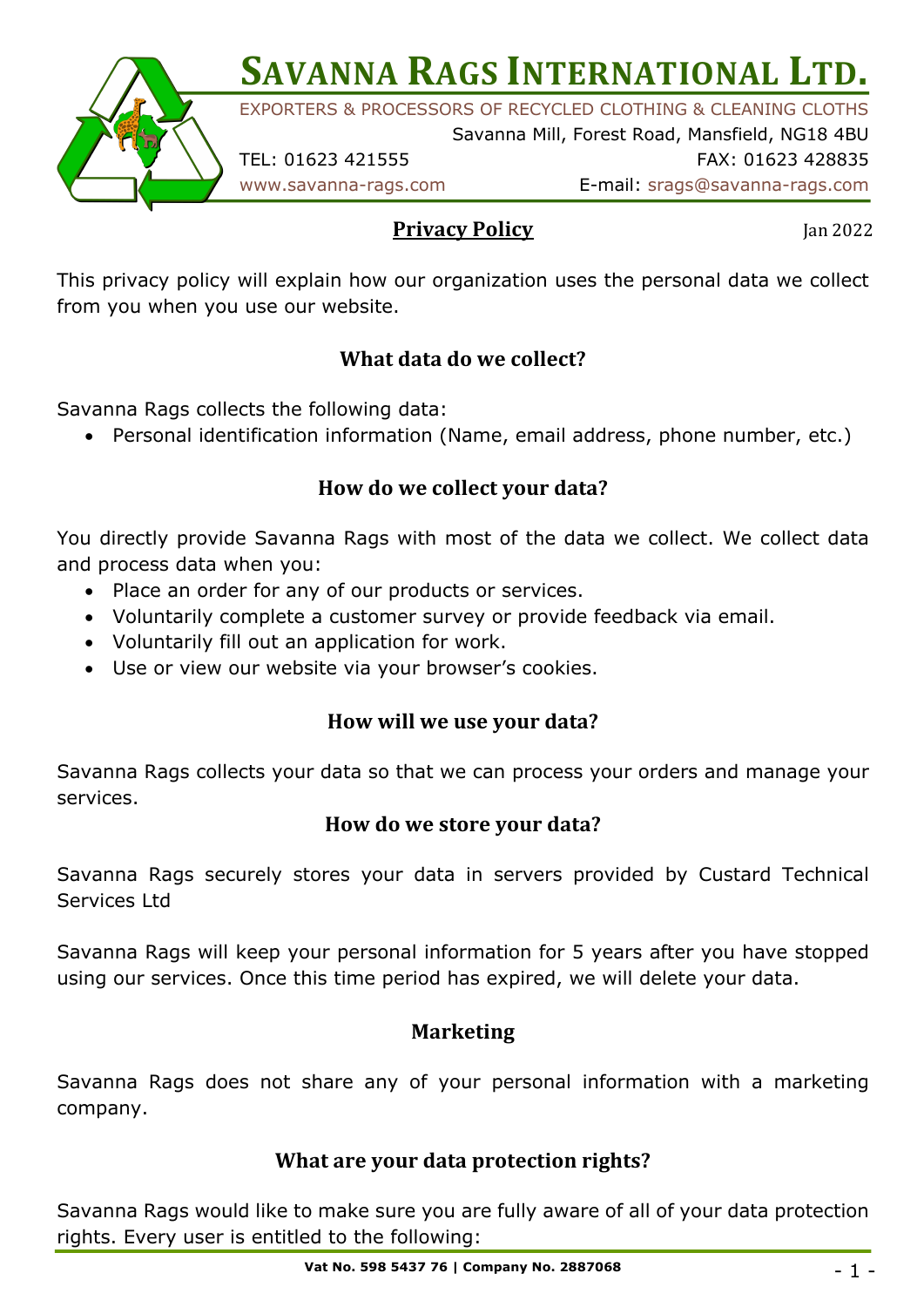# Savanna Rags International Ltd.

EXPORTERS & PROCESSORS OF RECYCLED CLOTHING & CLEANING CLOTHS

Savanna Mill, Forest Road, Mansfield, NG18 4BU

TEL: 01623 421555 FAX: 01623 428835

www.savanna-rags.com E-mail: srags@savanna-rags.com

## Privacy Policy

Jan 2022

This privacy policy will explain how our organization uses the personal data we collect from you when you use our website.

### What data do we collect?

Savanna Rags collects the following data:

- Personal identification information (Name, email address, phone number, etc.)

### How do we collect your data?

You directly provide Savanna Rags with most of the data we collect. We collect data and process data when you:

- Place an order for any of our products or services.
- Voluntarily complete a customer survey or provide feedback via email.
- Voluntarily fill out an application for work.
- Use or view our website via your browser's cookies.

### How will we use your data?

Savanna Rags collects your data so that we can process your orders and manage your services.

### How do we store your data?

Savanna Rags securely stores your data in servers provided by Custard Technical Services Ltd

Savanna Rags will keep your personal information for 5 years after you have stopped using our services. Once this time period has expired, we will delete your data.

### Marketing

Savanna Rags does not share any of your personal information with a marketing company.

### What are your data protection rights?

Savanna Rags would like to make sure you are fully aware of all of your data protection rights. Every user is entitled to the following:

Vat No. 598 5437 76 | Company No. 2887068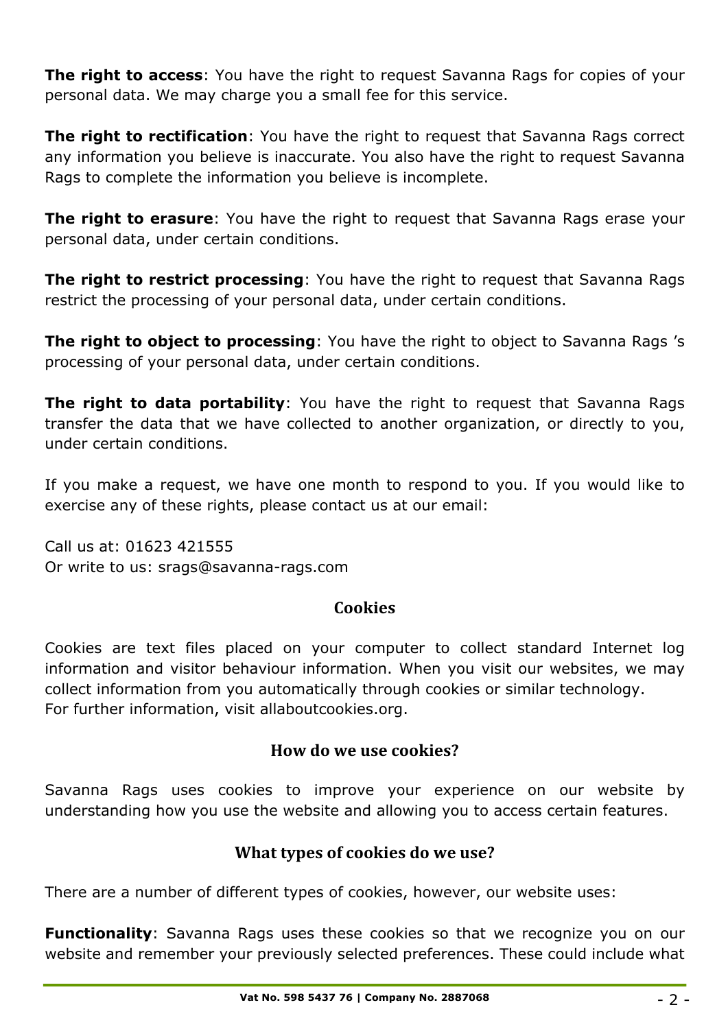**The right to access**: You have the right to request Savanna Rags for copies of your personal data. We may charge you a small fee for this service.

**The right to rectification**: You have the right to request that Savanna Rags correct any information you believe is inaccurate. You also have the right to request Savanna Rags to complete the information you believe is incomplete.

**The right to erasure**: You have the right to request that Savanna Rags erase your personal data, under certain conditions.

**The right to restrict processing**: You have the right to request that Savanna Rags restrict the processing of your personal data, under certain conditions.

**The right to object to processing**: You have the right to object to Savanna Rags 's processing of your personal data, under certain conditions.

**The right to data portability**: You have the right to request that Savanna Rags transfer the data that we have collected to another organization, or directly to you, under certain conditions.

If you make a request, we have one month to respond to you. If you would like to exercise any of these rights, please contact us at our email:

Call us at: 01623 421555
Or write to us: srags@savanna-rags.com

## Cookies

Cookies are text files placed on your computer to collect standard Internet log information and visitor behaviour information. When you visit our websites, we may collect information from you automatically through cookies or similar technology.
For further information, visit allaboutcookies.org.

## How do we use cookies?

Savanna Rags uses cookies to improve your experience on our website by understanding how you use the website and allowing you to access certain features.

## What types of cookies do we use?

There are a number of different types of cookies, however, our website uses:

**Functionality**: Savanna Rags uses these cookies so that we recognize you on our website and remember your previously selected preferences. These could include what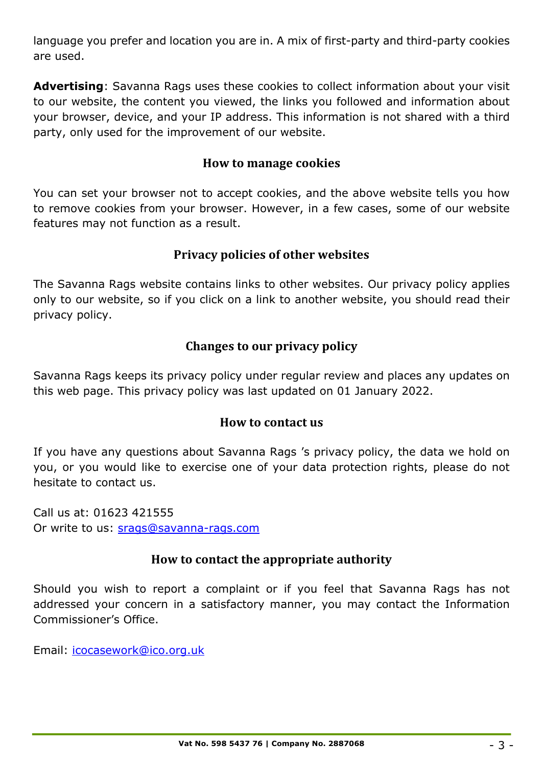language you prefer and location you are in. A mix of first-party and third-party cookies are used.

**Advertising**: Savanna Rags uses these cookies to collect information about your visit to our website, the content you viewed, the links you followed and information about your browser, device, and your IP address. This information is not shared with a third party, only used for the improvement of our website.

## How to manage cookies

You can set your browser not to accept cookies, and the above website tells you how to remove cookies from your browser. However, in a few cases, some of our website features may not function as a result.

## Privacy policies of other websites

The Savanna Rags website contains links to other websites. Our privacy policy applies only to our website, so if you click on a link to another website, you should read their privacy policy.

## Changes to our privacy policy

Savanna Rags keeps its privacy policy under regular review and places any updates on this web page. This privacy policy was last updated on 01 January 2022.

## How to contact us

If you have any questions about Savanna Rags 's privacy policy, the data we hold on you, or you would like to exercise one of your data protection rights, please do not hesitate to contact us.

Call us at: 01623 421555
Or write to us: srags@savanna-rags.com

## How to contact the appropriate authority

Should you wish to report a complaint or if you feel that Savanna Rags has not addressed your concern in a satisfactory manner, you may contact the Information Commissioner's Office.

Email: icocasework@ico.org.uk

**Vat No. 598 5437 76 | Company No. 2887068**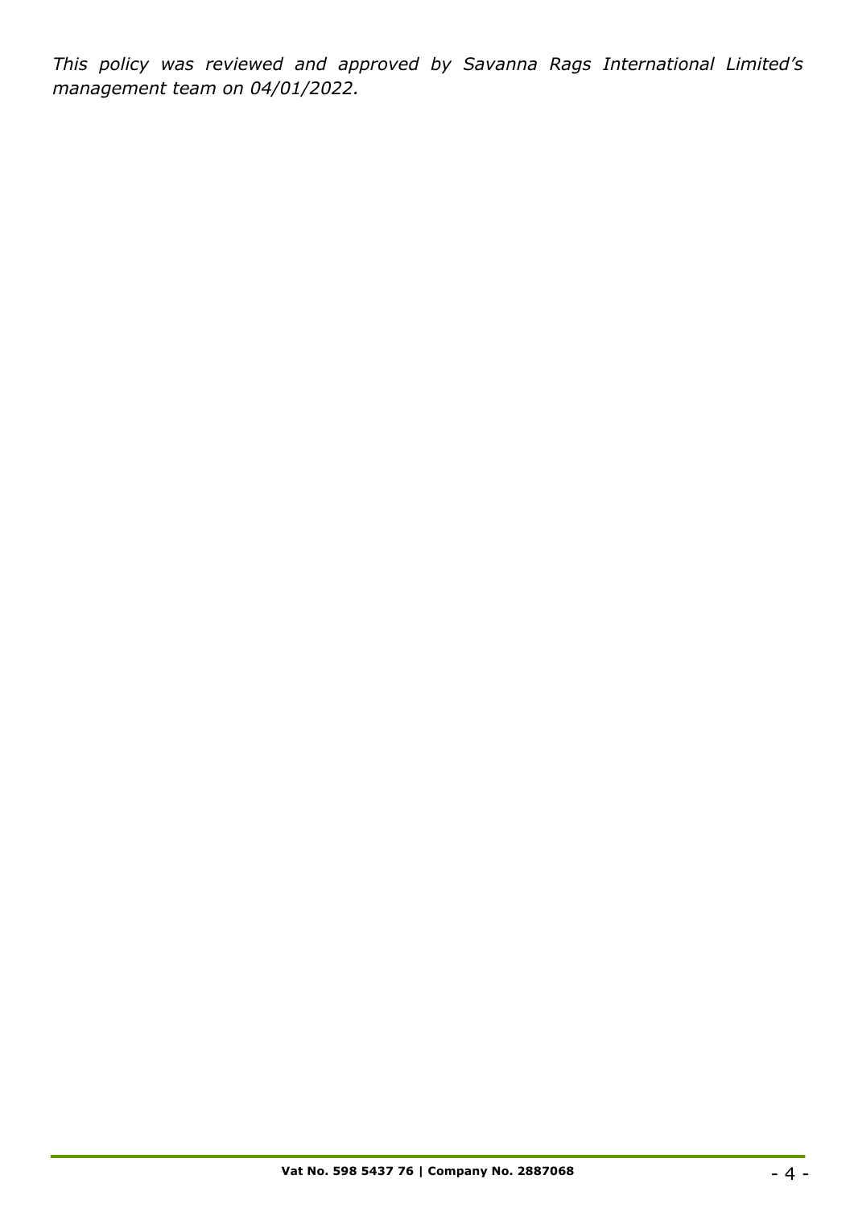*This policy was reviewed and approved by Savanna Rags International Limited's management team on 04/01/2022.*